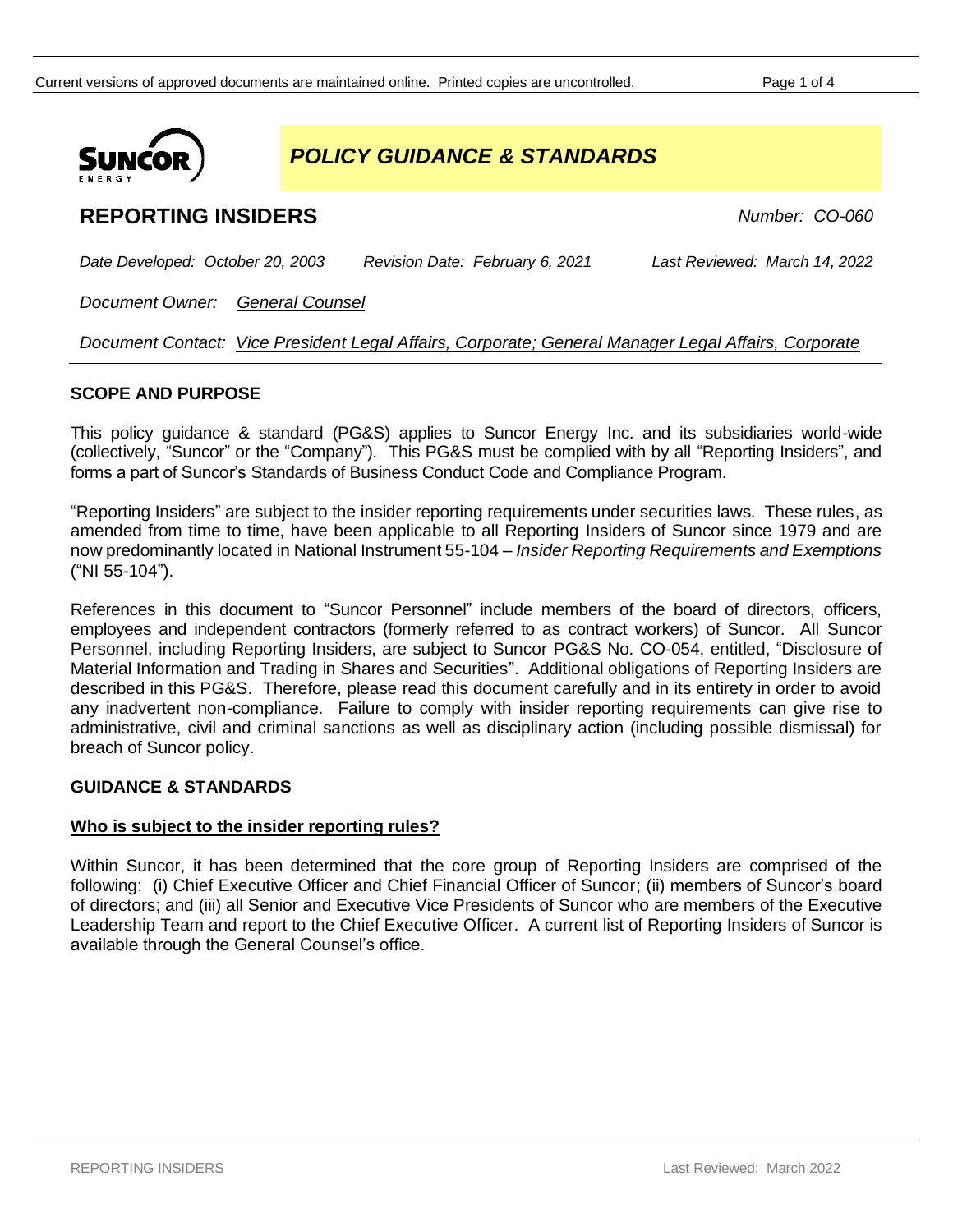# POLICY GUIDANCE & STANDARDS

## REPORTING INSIDERS

*Number: CO-060*

*Date Developed: October 20, 2003* *Revision Date: February 6, 2021* *Last Reviewed: March 14, 2022*

*Document Owner:* *General Counsel*

*Document Contact:* *Vice President Legal Affairs, Corporate; General Manager Legal Affairs, Corporate*

### SCOPE AND PURPOSE

This policy guidance & standard (PG&S) applies to Suncor Energy Inc. and its subsidiaries world-wide (collectively, "Suncor" or the "Company"). This PG&S must be complied with by all "Reporting Insiders", and forms a part of Suncor's Standards of Business Conduct Code and Compliance Program.

"Reporting Insiders" are subject to the insider reporting requirements under securities laws. These rules, as amended from time to time, have been applicable to all Reporting Insiders of Suncor since 1979 and are now predominantly located in National Instrument 55-104 – *Insider Reporting Requirements and Exemptions* ("NI 55-104").

References in this document to "Suncor Personnel" include members of the board of directors, officers, employees and independent contractors (formerly referred to as contract workers) of Suncor. All Suncor Personnel, including Reporting Insiders, are subject to Suncor PG&S No. CO-054, entitled, "Disclosure of Material Information and Trading in Shares and Securities". Additional obligations of Reporting Insiders are described in this PG&S. Therefore, please read this document carefully and in its entirety in order to avoid any inadvertent non-compliance. Failure to comply with insider reporting requirements can give rise to administrative, civil and criminal sanctions as well as disciplinary action (including possible dismissal) for breach of Suncor policy.

### GUIDANCE & STANDARDS

#### Who is subject to the insider reporting rules?

Within Suncor, it has been determined that the core group of Reporting Insiders are comprised of the following: (i) Chief Executive Officer and Chief Financial Officer of Suncor; (ii) members of Suncor's board of directors; and (iii) all Senior and Executive Vice Presidents of Suncor who are members of the Executive Leadership Team and report to the Chief Executive Officer. A current list of Reporting Insiders of Suncor is available through the General Counsel's office.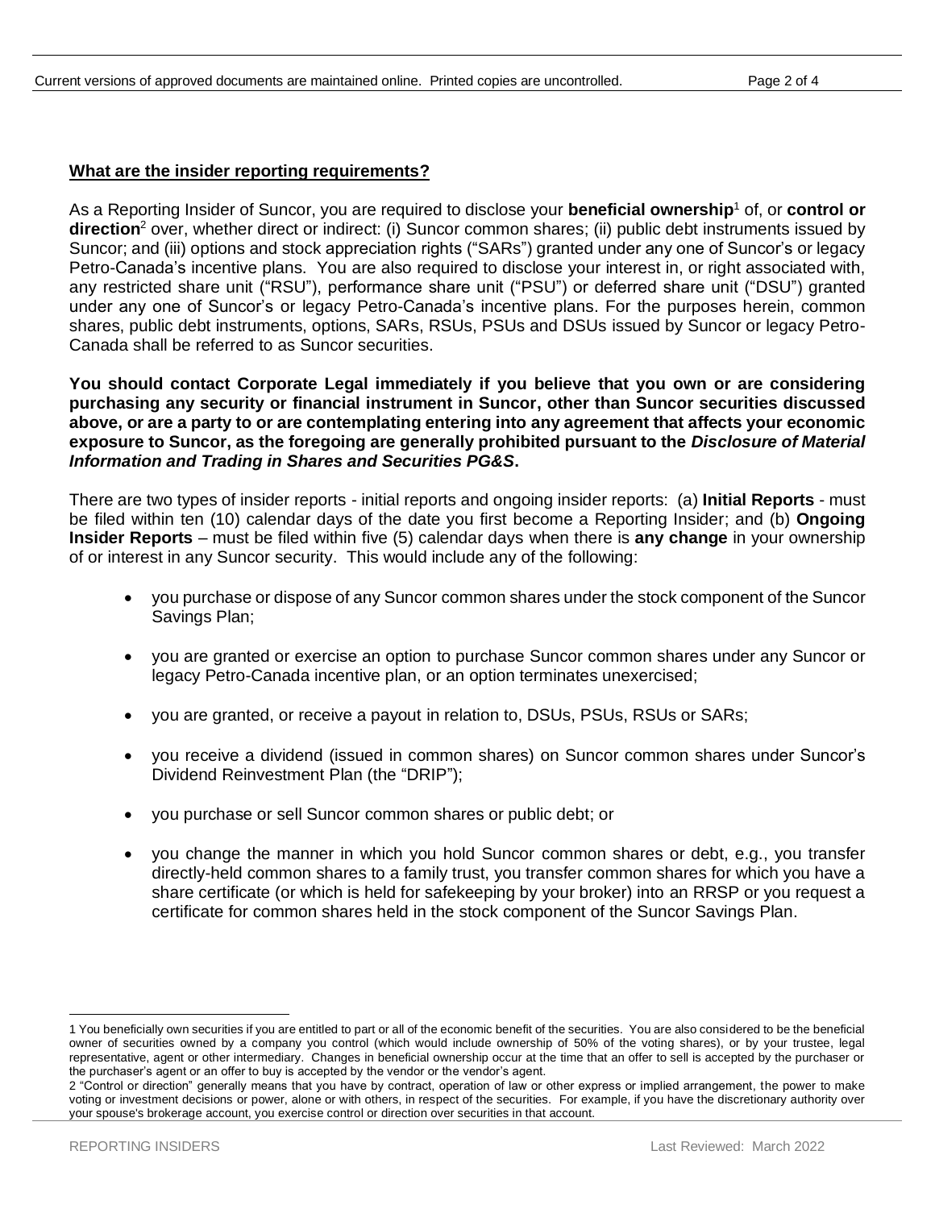**What are the insider reporting requirements?**

As a Reporting Insider of Suncor, you are required to disclose your **beneficial ownership**[1] of, or **control or direction**[2] over, whether direct or indirect: (i) Suncor common shares; (ii) public debt instruments issued by Suncor; and (iii) options and stock appreciation rights ("SARs") granted under any one of Suncor's or legacy Petro-Canada's incentive plans. You are also required to disclose your interest in, or right associated with, any restricted share unit ("RSU"), performance share unit ("PSU") or deferred share unit ("DSU") granted under any one of Suncor's or legacy Petro-Canada's incentive plans. For the purposes herein, common shares, public debt instruments, options, SARs, RSUs, PSUs and DSUs issued by Suncor or legacy Petro-Canada shall be referred to as Suncor securities.

**You should contact Corporate Legal immediately if you believe that you own or are considering purchasing any security or financial instrument in Suncor, other than Suncor securities discussed above, or are a party to or are contemplating entering into any agreement that affects your economic exposure to Suncor, as the foregoing are generally prohibited pursuant to the *Disclosure of Material Information and Trading in Shares and Securities PG&S*.**

There are two types of insider reports - initial reports and ongoing insider reports: (a) **Initial Reports** - must be filed within ten (10) calendar days of the date you first become a Reporting Insider; and (b) **Ongoing Insider Reports** – must be filed within five (5) calendar days when there is **any change** in your ownership of or interest in any Suncor security. This would include any of the following:

- you purchase or dispose of any Suncor common shares under the stock component of the Suncor Savings Plan;
- you are granted or exercise an option to purchase Suncor common shares under any Suncor or legacy Petro-Canada incentive plan, or an option terminates unexercised;
- you are granted, or receive a payout in relation to, DSUs, PSUs, RSUs or SARs;
- you receive a dividend (issued in common shares) on Suncor common shares under Suncor's Dividend Reinvestment Plan (the "DRIP");
- you purchase or sell Suncor common shares or public debt; or
- you change the manner in which you hold Suncor common shares or debt, e.g., you transfer directly-held common shares to a family trust, you transfer common shares for which you have a share certificate (or which is held for safekeeping by your broker) into an RRSP or you request a certificate for common shares held in the stock component of the Suncor Savings Plan.

---

1 You beneficially own securities if you are entitled to part or all of the economic benefit of the securities. You are also considered to be the beneficial owner of securities owned by a company you control (which would include ownership of 50% of the voting shares), or by your trustee, legal representative, agent or other intermediary. Changes in beneficial ownership occur at the time that an offer to sell is accepted by the purchaser or the purchaser's agent or an offer to buy is accepted by the vendor or the vendor's agent.

2 "Control or direction" generally means that you have by contract, operation of law or other express or implied arrangement, the power to make voting or investment decisions or power, alone or with others, in respect of the securities. For example, if you have the discretionary authority over your spouse's brokerage account, you exercise control or direction over securities in that account.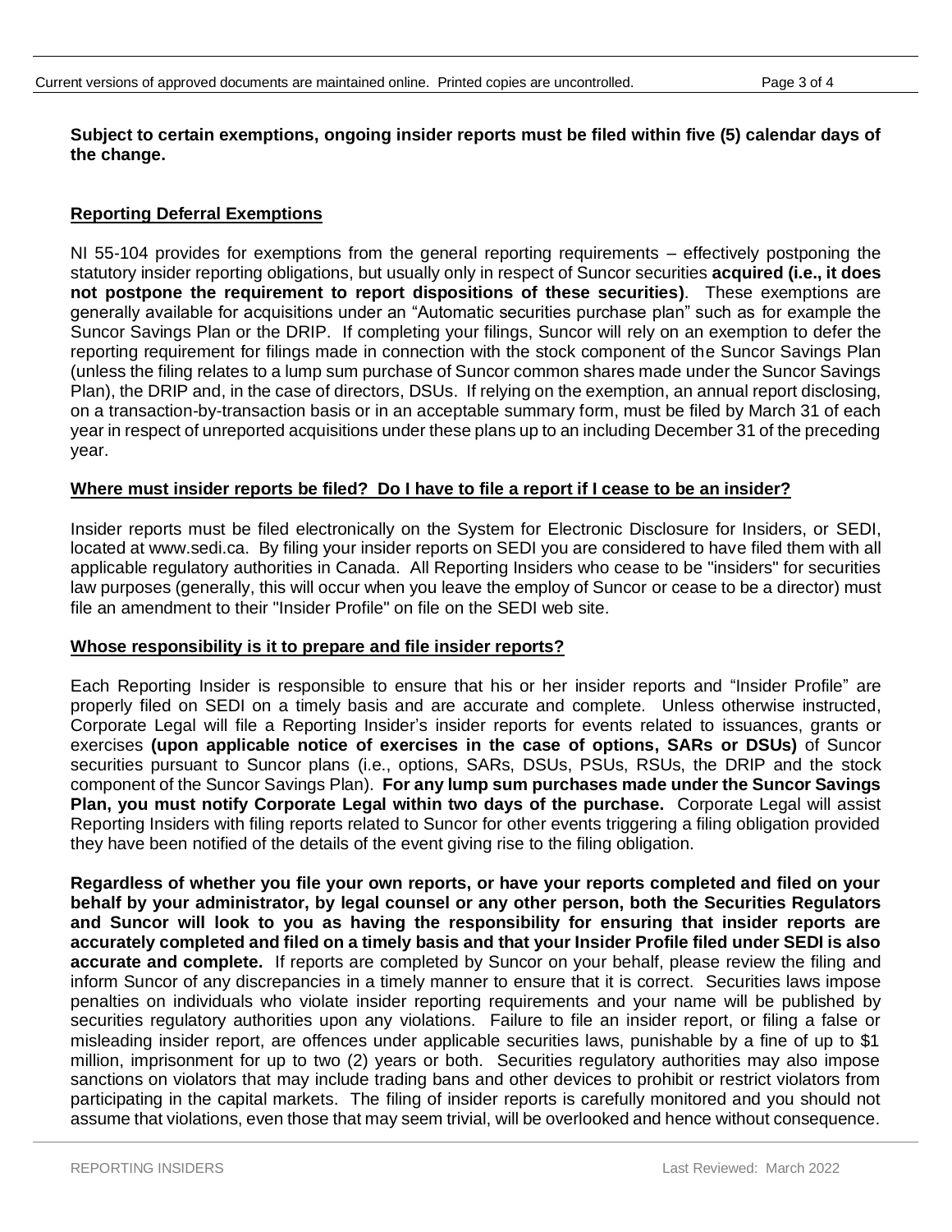**Subject to certain exemptions, ongoing insider reports must be filed within five (5) calendar days of the change.**

## Reporting Deferral Exemptions

NI 55-104 provides for exemptions from the general reporting requirements – effectively postponing the statutory insider reporting obligations, but usually only in respect of Suncor securities **acquired (i.e., it does not postpone the requirement to report dispositions of these securities)**. These exemptions are generally available for acquisitions under an "Automatic securities purchase plan" such as for example the Suncor Savings Plan or the DRIP. If completing your filings, Suncor will rely on an exemption to defer the reporting requirement for filings made in connection with the stock component of the Suncor Savings Plan (unless the filing relates to a lump sum purchase of Suncor common shares made under the Suncor Savings Plan), the DRIP and, in the case of directors, DSUs. If relying on the exemption, an annual report disclosing, on a transaction-by-transaction basis or in an acceptable summary form, must be filed by March 31 of each year in respect of unreported acquisitions under these plans up to an including December 31 of the preceding year.

## Where must insider reports be filed? Do I have to file a report if I cease to be an insider?

Insider reports must be filed electronically on the System for Electronic Disclosure for Insiders, or SEDI, located at www.sedi.ca. By filing your insider reports on SEDI you are considered to have filed them with all applicable regulatory authorities in Canada. All Reporting Insiders who cease to be "insiders" for securities law purposes (generally, this will occur when you leave the employ of Suncor or cease to be a director) must file an amendment to their "Insider Profile" on file on the SEDI web site.

## Whose responsibility is it to prepare and file insider reports?

Each Reporting Insider is responsible to ensure that his or her insider reports and "Insider Profile" are properly filed on SEDI on a timely basis and are accurate and complete. Unless otherwise instructed, Corporate Legal will file a Reporting Insider's insider reports for events related to issuances, grants or exercises **(upon applicable notice of exercises in the case of options, SARs or DSUs)** of Suncor securities pursuant to Suncor plans (i.e., options, SARs, DSUs, PSUs, RSUs, the DRIP and the stock component of the Suncor Savings Plan). **For any lump sum purchases made under the Suncor Savings Plan, you must notify Corporate Legal within two days of the purchase.** Corporate Legal will assist Reporting Insiders with filing reports related to Suncor for other events triggering a filing obligation provided they have been notified of the details of the event giving rise to the filing obligation.

**Regardless of whether you file your own reports, or have your reports completed and filed on your behalf by your administrator, by legal counsel or any other person, both the Securities Regulators and Suncor will look to you as having the responsibility for ensuring that insider reports are accurately completed and filed on a timely basis and that your Insider Profile filed under SEDI is also accurate and complete.** If reports are completed by Suncor on your behalf, please review the filing and inform Suncor of any discrepancies in a timely manner to ensure that it is correct. Securities laws impose penalties on individuals who violate insider reporting requirements and your name will be published by securities regulatory authorities upon any violations. Failure to file an insider report, or filing a false or misleading insider report, are offences under applicable securities laws, punishable by a fine of up to $1 million, imprisonment for up to two (2) years or both. Securities regulatory authorities may also impose sanctions on violators that may include trading bans and other devices to prohibit or restrict violators from participating in the capital markets. The filing of insider reports is carefully monitored and you should not assume that violations, even those that may seem trivial, will be overlooked and hence without consequence.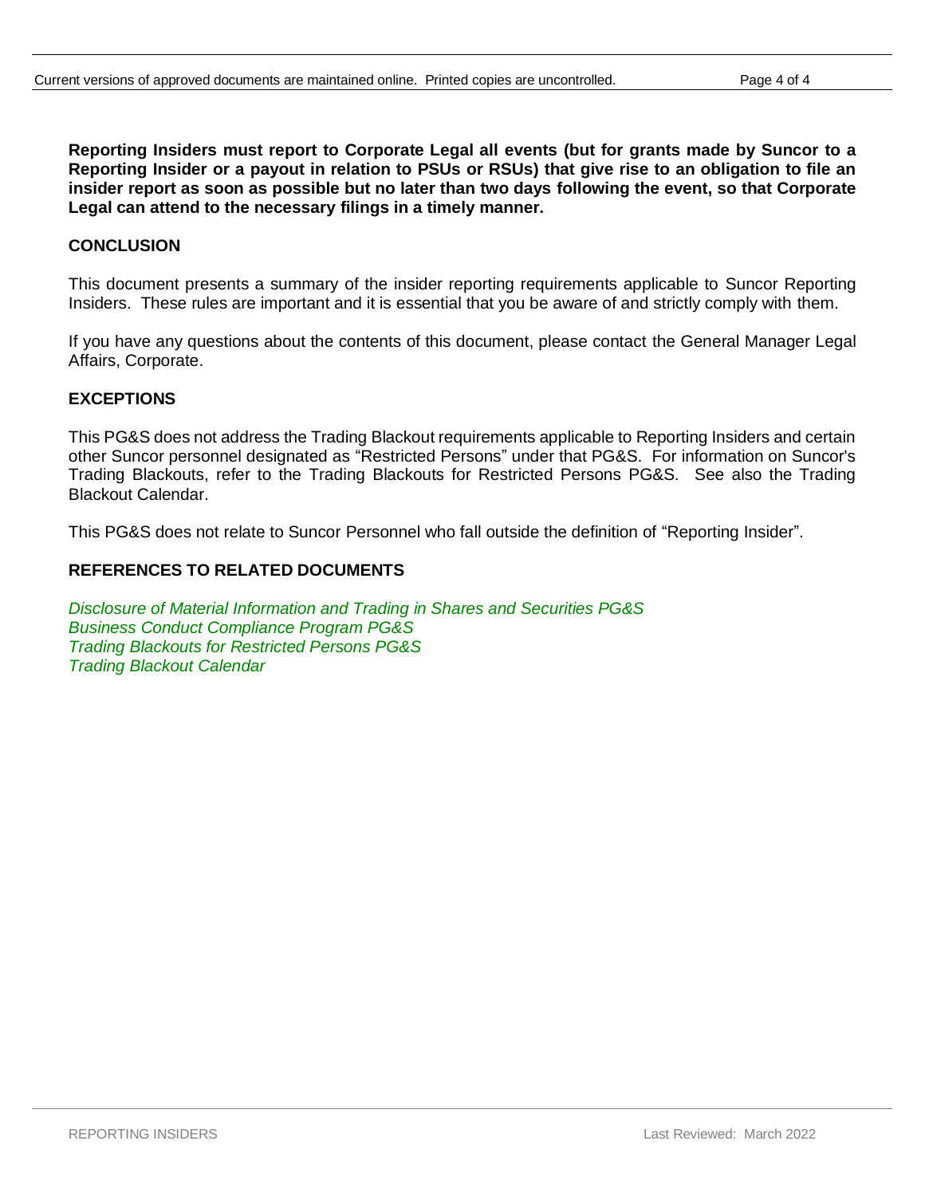**Reporting Insiders must report to Corporate Legal all events (but for grants made by Suncor to a Reporting Insider or a payout in relation to PSUs or RSUs) that give rise to an obligation to file an insider report as soon as possible but no later than two days following the event, so that Corporate Legal can attend to the necessary filings in a timely manner.**

## CONCLUSION

This document presents a summary of the insider reporting requirements applicable to Suncor Reporting Insiders. These rules are important and it is essential that you be aware of and strictly comply with them.

If you have any questions about the contents of this document, please contact the General Manager Legal Affairs, Corporate.

## EXCEPTIONS

This PG&S does not address the Trading Blackout requirements applicable to Reporting Insiders and certain other Suncor personnel designated as "Restricted Persons" under that PG&S. For information on Suncor's Trading Blackouts, refer to the Trading Blackouts for Restricted Persons PG&S. See also the Trading Blackout Calendar.

This PG&S does not relate to Suncor Personnel who fall outside the definition of "Reporting Insider".

## REFERENCES TO RELATED DOCUMENTS

*Disclosure of Material Information and Trading in Shares and Securities PG&S*
*Business Conduct Compliance Program PG&S*
*Trading Blackouts for Restricted Persons PG&S*
*Trading Blackout Calendar*